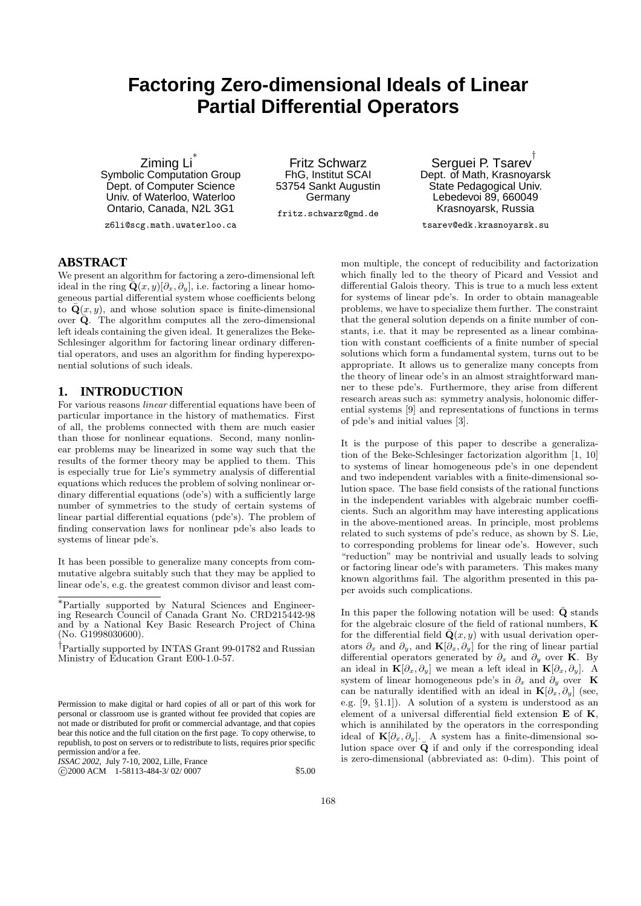# Factoring Zero-dimensional Ideals of Linear Partial Differential Operators

Ziming Li[*]
Symbolic Computation Group
Dept. of Computer Science
Univ. of Waterloo, Waterloo
Ontario, Canada, N2L 3G1
z6li@scg.math.uwaterloo.ca

Fritz Schwarz
FhG, Institut SCAI
53754 Sankt Augustin
Germany
fritz.schwarz@gmd.de

Serguei P. Tsarev[†]
Dept. of Math, Krasnoyarsk
State Pedagogical Univ.
Lebedevoi 89, 660049
Krasnoyarsk, Russia
tsarev@edk.krasnoyarsk.su

## ABSTRACT

We present an algorithm for factoring a zero-dimensional left ideal in the ring $\bar{\mathbf{Q}}(x,y)[\partial_x,\partial_y]$, i.e. factoring a linear homogeneous partial differential system whose coefficients belong to $\bar{\mathbf{Q}}(x,y)$, and whose solution space is finite-dimensional over $\bar{\mathbf{Q}}$. The algorithm computes all the zero-dimensional left ideals containing the given ideal. It generalizes the Beke-Schlesinger algorithm for factoring linear ordinary differential operators, and uses an algorithm for finding hyperexponential solutions of such ideals.

## 1. INTRODUCTION

For various reasons *linear* differential equations have been of particular importance in the history of mathematics. First of all, the problems connected with them are much easier than those for nonlinear equations. Second, many nonlinear problems may be linearized in some way such that the results of the former theory may be applied to them. This is especially true for Lie's symmetry analysis of differential equations which reduces the problem of solving nonlinear ordinary differential equations (ode's) with a sufficiently large number of symmetries to the study of certain systems of linear partial differential equations (pde's). The problem of finding conservation laws for nonlinear pde's also leads to systems of linear pde's.

It has been possible to generalize many concepts from commutative algebra suitably such that they may be applied to linear ode's, e.g. the greatest common divisor and least common multiple, the concept of reducibility and factorization which finally led to the theory of Picard and Vessiot and differential Galois theory. This is true to a much less extent for systems of linear pde's. In order to obtain manageable problems, we have to specialize them further. The constraint that the general solution depends on a finite number of constants, i.e. that it may be represented as a linear combination with constant coefficients of a finite number of special solutions which form a fundamental system, turns out to be appropriate. It allows us to generalize many concepts from the theory of linear ode's in an almost straightforward manner to these pde's. Furthermore, they arise from different research areas such as: symmetry analysis, holonomic differential systems [9] and representations of functions in terms of pde's and initial values [3].

It is the purpose of this paper to describe a generalization of the Beke-Schlesinger factorization algorithm [1, 10] to systems of linear homogeneous pde's in one dependent and two independent variables with a finite-dimensional solution space. The base field consists of the rational functions in the independent variables with algebraic number coefficients. Such an algorithm may have interesting applications in the above-mentioned areas. In principle, most problems related to such systems of pde's reduce, as shown by S. Lie, to corresponding problems for linear ode's. However, such "reduction" may be nontrivial and usually leads to solving or factoring linear ode's with parameters. This makes many known algorithms fail. The algorithm presented in this paper avoids such complications.

In this paper the following notation will be used: $\bar{\mathbf{Q}}$ stands for the algebraic closure of the field of rational numbers, $\mathbf{K}$ for the differential field $\bar{\mathbf{Q}}(x,y)$ with usual derivation operators $\partial_x$ and $\partial_y$, and $\mathbf{K}[\partial_x,\partial_y]$ for the ring of linear partial differential operators generated by $\partial_x$ and $\partial_y$ over $\mathbf{K}$. By an ideal in $\mathbf{K}[\partial_x,\partial_y]$ we mean a left ideal in $\mathbf{K}[\partial_x,\partial_y]$. A system of linear homogeneous pde's in $\partial_x$ and $\partial_y$ over $\mathbf{K}$ can be naturally identified with an ideal in $\mathbf{K}[\partial_x,\partial_y]$ (see, e.g. [9, §1.1]). A solution of a system is understood as an element of a universal differential field extension $\mathbf{E}$ of $\mathbf{K}$, which is annihilated by the operators in the corresponding ideal of $\mathbf{K}[\partial_x,\partial_y]$. A system has a finite-dimensional solution space over $\bar{\mathbf{Q}}$ if and only if the corresponding ideal is zero-dimensional (abbreviated as: 0-dim). This point of

---

[*] Partially supported by Natural Sciences and Engineering Research Council of Canada Grant No. CRD215442-98 and by a National Key Basic Research Project of China (No. G1998030600).

[†] Partially supported by INTAS Grant 99-01782 and Russian Ministry of Education Grant E00-1.0-57.

Permission to make digital or hard copies of all or part of this work for personal or classroom use is granted without fee provided that copies are not made or distributed for profit or commercial advantage, and that copies bear this notice and the full citation on the first page. To copy otherwise, to republish, to post on servers or to redistribute to lists, requires prior specific permission and/or a fee.
*ISSAC 2002*, July 7-10, 2002, Lille, France
©2000 ACM 1-58113-484-3/ 02/ 0007 $5.00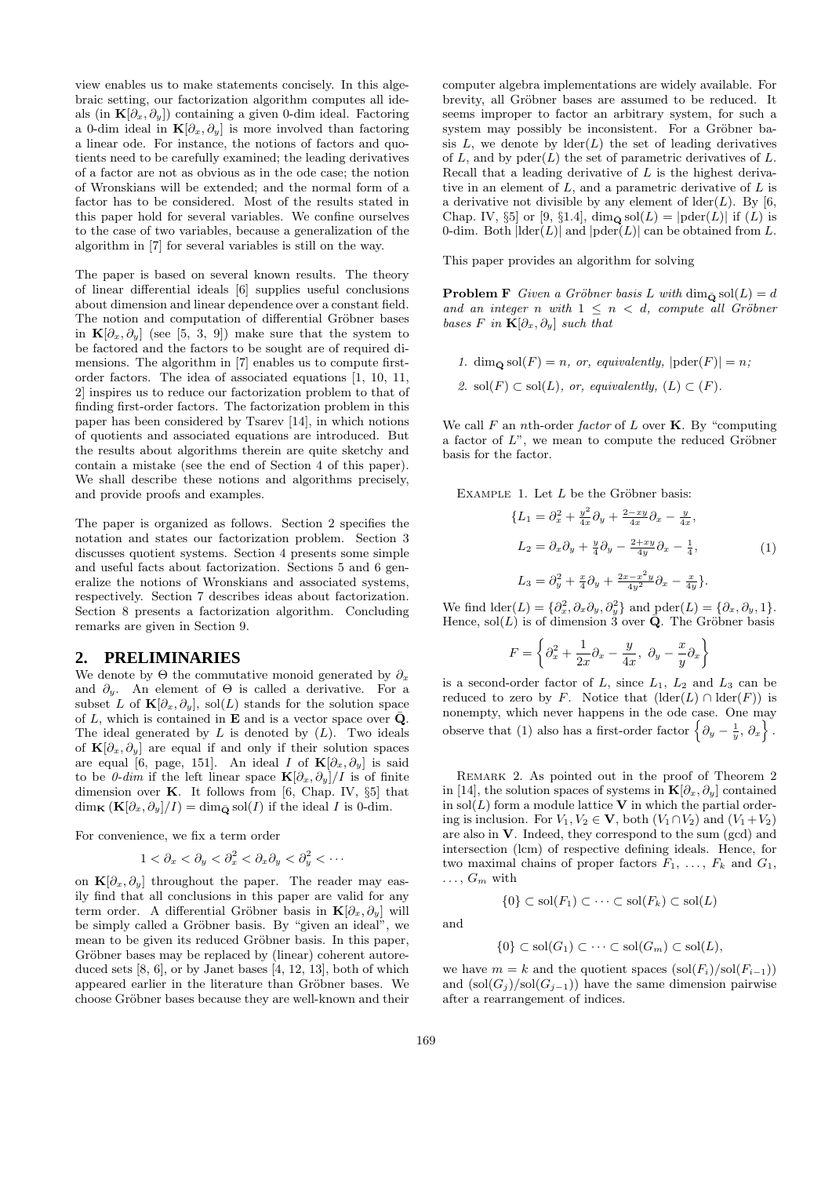view enables us to make statements concisely. In this algebraic setting, our factorization algorithm computes all ideals (in $\mathbf{K}[\partial_x, \partial_y]$) containing a given 0-dim ideal. Factoring a 0-dim ideal in $\mathbf{K}[\partial_x, \partial_y]$ is more involved than factoring a linear ode. For instance, the notions of factors and quotients need to be carefully examined; the leading derivatives of a factor are not as obvious as in the ode case; the notion of Wronskians will be extended; and the normal form of a factor has to be considered. Most of the results stated in this paper hold for several variables. We confine ourselves to the case of two variables, because a generalization of the algorithm in [7] for several variables is still on the way.

The paper is based on several known results. The theory of linear differential ideals [6] supplies useful conclusions about dimension and linear dependence over a constant field. The notion and computation of differential Gröbner bases in $\mathbf{K}[\partial_x, \partial_y]$ (see [5, 3, 9]) make sure that the system to be factored and the factors to be sought are of required dimensions. The algorithm in [7] enables us to compute first-order factors. The idea of associated equations [1, 10, 11, 2] inspires us to reduce our factorization problem to that of finding first-order factors. The factorization problem in this paper has been considered by Tsarev [14], in which notions of quotients and associated equations are introduced. But the results about algorithms therein are quite sketchy and contain a mistake (see the end of Section 4 of this paper). We shall describe these notions and algorithms precisely, and provide proofs and examples.

The paper is organized as follows. Section 2 specifies the notation and states our factorization problem. Section 3 discusses quotient systems. Section 4 presents some simple and useful facts about factorization. Sections 5 and 6 generalize the notions of Wronskians and associated systems, respectively. Section 7 describes ideas about factorization. Section 8 presents a factorization algorithm. Concluding remarks are given in Section 9.

## 2. PRELIMINARIES

We denote by $\Theta$ the commutative monoid generated by $\partial_x$ and $\partial_y$. An element of $\Theta$ is called a derivative. For a subset $L$ of $\mathbf{K}[\partial_x, \partial_y]$, $\mathrm{sol}(L)$ stands for the solution space of $L$, which is contained in $\mathbf{E}$ and is a vector space over $\bar{\mathbf{Q}}$. The ideal generated by $L$ is denoted by $(L)$. Two ideals of $\mathbf{K}[\partial_x, \partial_y]$ are equal if and only if their solution spaces are equal [6, page, 151]. An ideal $I$ of $\mathbf{K}[\partial_x, \partial_y]$ is said to be *0-dim* if the left linear space $\mathbf{K}[\partial_x, \partial_y]/I$ is of finite dimension over $\mathbf{K}$. It follows from [6, Chap. IV, §5] that $\dim_{\mathbf{K}} (\mathbf{K}[\partial_x, \partial_y]/I) = \dim_{\bar{\mathbf{Q}}} \mathrm{sol}(I)$ if the ideal $I$ is 0-dim.

For convenience, we fix a term order

$$1 < \partial_x < \partial_y < \partial_x^2 < \partial_x\partial_y < \partial_y^2 < \cdots$$

on $\mathbf{K}[\partial_x, \partial_y]$ throughout the paper. The reader may easily find that all conclusions in this paper are valid for any term order. A differential Gröbner basis in $\mathbf{K}[\partial_x, \partial_y]$ will be simply called a Gröbner basis. By "given an ideal", we mean to be given its reduced Gröbner basis. In this paper, Gröbner bases may be replaced by (linear) coherent autoreduced sets [8, 6], or by Janet bases [4, 12, 13], both of which appeared earlier in the literature than Gröbner bases. We choose Gröbner bases because they are well-known and their computer algebra implementations are widely available. For brevity, all Gröbner bases are assumed to be reduced. It seems improper to factor an arbitrary system, for such a system may possibly be inconsistent. For a Gröbner basis $L$, we denote by $\mathrm{lder}(L)$ the set of leading derivatives of $L$, and by $\mathrm{pder}(L)$ the set of parametric derivatives of $L$. Recall that a leading derivative of $L$ is the highest derivative in an element of $L$, and a parametric derivative of $L$ is a derivative not divisible by any element of $\mathrm{lder}(L)$. By [6, Chap. IV, §5] or [9, §1.4], $\dim_{\bar{\mathbf{Q}}} \mathrm{sol}(L) = |\mathrm{pder}(L)|$ if $(L)$ is 0-dim. Both $|\mathrm{lder}(L)|$ and $|\mathrm{pder}(L)|$ can be obtained from $L$.

This paper provides an algorithm for solving

**Problem F** *Given a Gröbner basis $L$ with $\dim_{\bar{\mathbf{Q}}} \mathrm{sol}(L) = d$ and an integer $n$ with $1 \le n < d$, compute all Gröbner bases $F$ in $\mathbf{K}[\partial_x, \partial_y]$ such that*

1. *$\dim_{\bar{\mathbf{Q}}} \mathrm{sol}(F) = n$, or, equivalently, $|\mathrm{pder}(F)| = n$;*
2. *$\mathrm{sol}(F) \subset \mathrm{sol}(L)$, or, equivalently, $(L) \subset (F)$.*

We call $F$ an $n$th-order *factor* of $L$ over $\mathbf{K}$. By "computing a factor of $L$", we mean to compute the reduced Gröbner basis for the factor.

Example 1. Let $L$ be the Gröbner basis:

$$\begin{aligned}
\{L_1 &= \partial_x^2 + \tfrac{y^2}{4x}\partial_y + \tfrac{2-xy}{4x}\partial_x - \tfrac{y}{4x}, \\
L_2 &= \partial_x\partial_y + \tfrac{y}{4}\partial_y - \tfrac{2+xy}{4y}\partial_x - \tfrac{1}{4}, \qquad (1)\\
L_3 &= \partial_y^2 + \tfrac{x}{4}\partial_y + \tfrac{2x-x^2y}{4y^2}\partial_x - \tfrac{x}{4y}\}.
\end{aligned}$$

We find $\mathrm{lder}(L) = \{\partial_x^2, \partial_x\partial_y, \partial_y^2\}$ and $\mathrm{pder}(L) = \{\partial_x, \partial_y, 1\}$. Hence, $\mathrm{sol}(L)$ is of dimension 3 over $\bar{\mathbf{Q}}$. The Gröbner basis

$$F = \left\{ \partial_x^2 + \frac{1}{2x}\partial_x - \frac{y}{4x},\ \partial_y - \frac{x}{y}\partial_x \right\}$$

is a second-order factor of $L$, since $L_1$, $L_2$ and $L_3$ can be reduced to zero by $F$. Notice that $(\mathrm{lder}(L) \cap \mathrm{lder}(F))$ is nonempty, which never happens in the ode case. One may observe that (1) also has a first-order factor $\left\{\partial_y - \frac{1}{y},\ \partial_x\right\}$.

Remark 2. As pointed out in the proof of Theorem 2 in [14], the solution spaces of systems in $\mathbf{K}[\partial_x, \partial_y]$ contained in $\mathrm{sol}(L)$ form a module lattice $\mathbf{V}$ in which the partial ordering is inclusion. For $V_1, V_2 \in \mathbf{V}$, both $(V_1 \cap V_2)$ and $(V_1 + V_2)$ are also in $\mathbf{V}$. Indeed, they correspond to the sum (gcd) and intersection (lcm) of respective defining ideals. Hence, for two maximal chains of proper factors $F_1, \ldots, F_k$ and $G_1, \ldots, G_m$ with

$$\{0\} \subset \mathrm{sol}(F_1) \subset \cdots \subset \mathrm{sol}(F_k) \subset \mathrm{sol}(L)$$

and

$$\{0\} \subset \mathrm{sol}(G_1) \subset \cdots \subset \mathrm{sol}(G_m) \subset \mathrm{sol}(L),$$

we have $m = k$ and the quotient spaces $(\mathrm{sol}(F_i)/\mathrm{sol}(F_{i-1}))$ and $(\mathrm{sol}(G_j)/\mathrm{sol}(G_{j-1}))$ have the same dimension pairwise after a rearrangement of indices.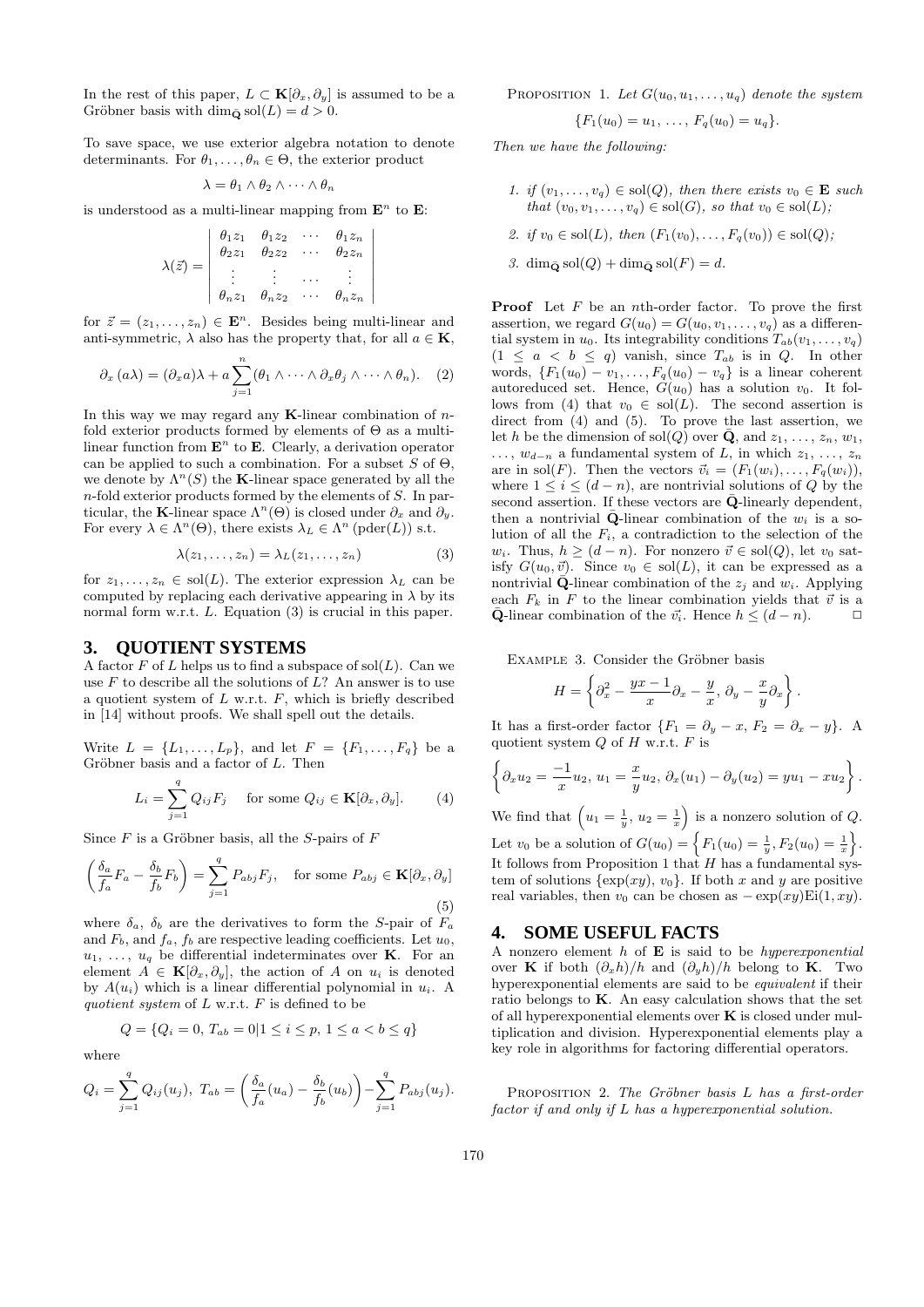In the rest of this paper, $L \subset \mathbf{K}[\partial_x, \partial_y]$ is assumed to be a Gröbner basis with $\dim_{\bar{\mathbf{Q}}} \mathrm{sol}(L) = d > 0$.

To save space, we use exterior algebra notation to denote determinants. For $\theta_1, \ldots, \theta_n \in \Theta$, the exterior product

$$\lambda = \theta_1 \wedge \theta_2 \wedge \cdots \wedge \theta_n$$

is understood as a multi-linear mapping from $\mathbf{E}^n$ to $\mathbf{E}$:

$$\lambda(\vec{z}) = \begin{vmatrix} \theta_1 z_1 & \theta_1 z_2 & \cdots & \theta_1 z_n \\ \theta_2 z_1 & \theta_2 z_2 & \cdots & \theta_2 z_n \\ \vdots & \vdots & \cdots & \vdots \\ \theta_n z_1 & \theta_n z_2 & \cdots & \theta_n z_n \end{vmatrix}$$

for $\vec{z} = (z_1, \ldots, z_n) \in \mathbf{E}^n$. Besides being multi-linear and anti-symmetric, $\lambda$ also has the property that, for all $a \in \mathbf{K}$,

$$\partial_x (a\lambda) = (\partial_x a)\lambda + a \sum_{j=1}^{n} (\theta_1 \wedge \cdots \wedge \partial_x \theta_j \wedge \cdots \wedge \theta_n). \quad (2)$$

In this way we may regard any $\mathbf{K}$-linear combination of $n$-fold exterior products formed by elements of $\Theta$ as a multi-linear function from $\mathbf{E}^n$ to $\mathbf{E}$. Clearly, a derivation operator can be applied to such a combination. For a subset $S$ of $\Theta$, we denote by $\Lambda^n(S)$ the $\mathbf{K}$-linear space generated by all the $n$-fold exterior products formed by the elements of $S$. In particular, the $\mathbf{K}$-linear space $\Lambda^n(\Theta)$ is closed under $\partial_x$ and $\partial_y$. For every $\lambda \in \Lambda^n(\Theta)$, there exists $\lambda_L \in \Lambda^n(\mathrm{pder}(L))$ s.t.

$$\lambda(z_1, \ldots, z_n) = \lambda_L(z_1, \ldots, z_n) \quad (3)$$

for $z_1, \ldots, z_n \in \mathrm{sol}(L)$. The exterior expression $\lambda_L$ can be computed by replacing each derivative appearing in $\lambda$ by its normal form w.r.t. $L$. Equation (3) is crucial in this paper.

## 3. QUOTIENT SYSTEMS

A factor $F$ of $L$ helps us to find a subspace of $\mathrm{sol}(L)$. Can we use $F$ to describe all the solutions of $L$? An answer is to use a quotient system of $L$ w.r.t. $F$, which is briefly described in [14] without proofs. We shall spell out the details.

Write $L = \{L_1, \ldots, L_p\}$, and let $F = \{F_1, \ldots, F_q\}$ be a Gröbner basis and a factor of $L$. Then

$$L_i = \sum_{j=1}^{q} Q_{ij} F_j \quad \text{for some } Q_{ij} \in \mathbf{K}[\partial_x, \partial_y]. \quad (4)$$

Since $F$ is a Gröbner basis, all the $S$-pairs of $F$

$$\left( \frac{\delta_a}{f_a} F_a - \frac{\delta_b}{f_b} F_b \right) = \sum_{j=1}^{q} P_{abj} F_j, \quad \text{for some } P_{abj} \in \mathbf{K}[\partial_x, \partial_y] \quad (5)$$

where $\delta_a$, $\delta_b$ are the derivatives to form the $S$-pair of $F_a$ and $F_b$, and $f_a$, $f_b$ are respective leading coefficients. Let $u_0$, $u_1$, $\ldots$, $u_q$ be differential indeterminates over $\mathbf{K}$. For an element $A \in \mathbf{K}[\partial_x, \partial_y]$, the action of $A$ on $u_i$ is denoted by $A(u_i)$ which is a linear differential polynomial in $u_i$. A *quotient system* of $L$ w.r.t. $F$ is defined to be

$$Q = \{Q_i = 0,\ T_{ab} = 0 | 1 \leq i \leq p,\ 1 \leq a < b \leq q\}$$

where

$$Q_i = \sum_{j=1}^{q} Q_{ij}(u_j),\ T_{ab} = \left( \frac{\delta_a}{f_a}(u_a) - \frac{\delta_b}{f_b}(u_b) \right) - \sum_{j=1}^{q} P_{abj}(u_j).$$

Proposition 1. *Let $G(u_0, u_1, \ldots, u_q)$ denote the system*

$$\{F_1(u_0) = u_1,\ \ldots,\ F_q(u_0) = u_q\}.$$

*Then we have the following:*

1. *if $(v_1, \ldots, v_q) \in \mathrm{sol}(Q)$, then there exists $v_0 \in \mathbf{E}$ such that $(v_0, v_1, \ldots, v_q) \in \mathrm{sol}(G)$, so that $v_0 \in \mathrm{sol}(L)$;*
2. *if $v_0 \in \mathrm{sol}(L)$, then $(F_1(v_0), \ldots, F_q(v_0)) \in \mathrm{sol}(Q)$;*
3. *$\dim_{\bar{\mathbf{Q}}} \mathrm{sol}(Q) + \dim_{\bar{\mathbf{Q}}} \mathrm{sol}(F) = d$.*

**Proof** Let $F$ be an $n$th-order factor. To prove the first assertion, we regard $G(u_0) = G(u_0, v_1, \ldots, v_q)$ as a differential system in $u_0$. Its integrability conditions $T_{ab}(v_1, \ldots, v_q)$ ($1 \leq a < b \leq q$) vanish, since $T_{ab}$ is in $Q$. In other words, $\{F_1(u_0) - v_1, \ldots, F_q(u_0) - v_q\}$ is a linear coherent autoreduced set. Hence, $G(u_0)$ has a solution $v_0$. It follows from (4) that $v_0 \in \mathrm{sol}(L)$. The second assertion is direct from (4) and (5). To prove the last assertion, we let $h$ be the dimension of $\mathrm{sol}(Q)$ over $\bar{\mathbf{Q}}$, and $z_1$, $\ldots$, $z_n$, $w_1$, $\ldots$, $w_{d-n}$ a fundamental system of $L$, in which $z_1$, $\ldots$, $z_n$ are in $\mathrm{sol}(F)$. Then the vectors $\vec{v_i} = (F_1(w_i), \ldots, F_q(w_i))$, where $1 \leq i \leq (d-n)$, are nontrivial solutions of $Q$ by the second assertion. If these vectors are $\bar{\mathbf{Q}}$-linearly dependent, then a nontrivial $\bar{\mathbf{Q}}$-linear combination of the $w_i$ is a solution of all the $F_i$, a contradiction to the selection of the $w_i$. Thus, $h \geq (d-n)$. For nonzero $\vec{v} \in \mathrm{sol}(Q)$, let $v_0$ satisfy $G(u_0, \vec{v})$. Since $v_0 \in \mathrm{sol}(L)$, it can be expressed as a nontrivial $\bar{\mathbf{Q}}$-linear combination of the $z_j$ and $w_i$. Applying each $F_k$ in $F$ to the linear combination yields that $\vec{v}$ is a $\bar{\mathbf{Q}}$-linear combination of the $\vec{v_i}$. Hence $h \leq (d-n)$. $\Box$

Example 3. Consider the Gröbner basis

$$H = \left\{ \partial_x^2 - \frac{yx - 1}{x} \partial_x - \frac{y}{x},\ \partial_y - \frac{x}{y} \partial_x \right\}.$$

It has a first-order factor $\{F_1 = \partial_y - x,\ F_2 = \partial_x - y\}$. A quotient system $Q$ of $H$ w.r.t. $F$ is

$$\left\{ \partial_x u_2 = \frac{-1}{x} u_2,\ u_1 = \frac{x}{y} u_2,\ \partial_x(u_1) - \partial_y(u_2) = yu_1 - xu_2 \right\}.$$

We find that $\left( u_1 = \frac{1}{y},\ u_2 = \frac{1}{x} \right)$ is a nonzero solution of $Q$. Let $v_0$ be a solution of $G(u_0) = \left\{ F_1(u_0) = \frac{1}{y}, F_2(u_0) = \frac{1}{x} \right\}$. It follows from Proposition 1 that $H$ has a fundamental system of solutions $\{\exp(xy),\ v_0\}$. If both $x$ and $y$ are positive real variables, then $v_0$ can be chosen as $-\exp(xy)\mathrm{Ei}(1, xy)$.

## 4. SOME USEFUL FACTS

A nonzero element $h$ of $\mathbf{E}$ is said to be *hyperexponential* over $\mathbf{K}$ if both $(\partial_x h)/h$ and $(\partial_y h)/h$ belong to $\mathbf{K}$. Two hyperexponential elements are said to be *equivalent* if their ratio belongs to $\mathbf{K}$. An easy calculation shows that the set of all hyperexponential elements over $\mathbf{K}$ is closed under multiplication and division. Hyperexponential elements play a key role in algorithms for factoring differential operators.

Proposition 2. *The Gröbner basis $L$ has a first-order factor if and only if $L$ has a hyperexponential solution.*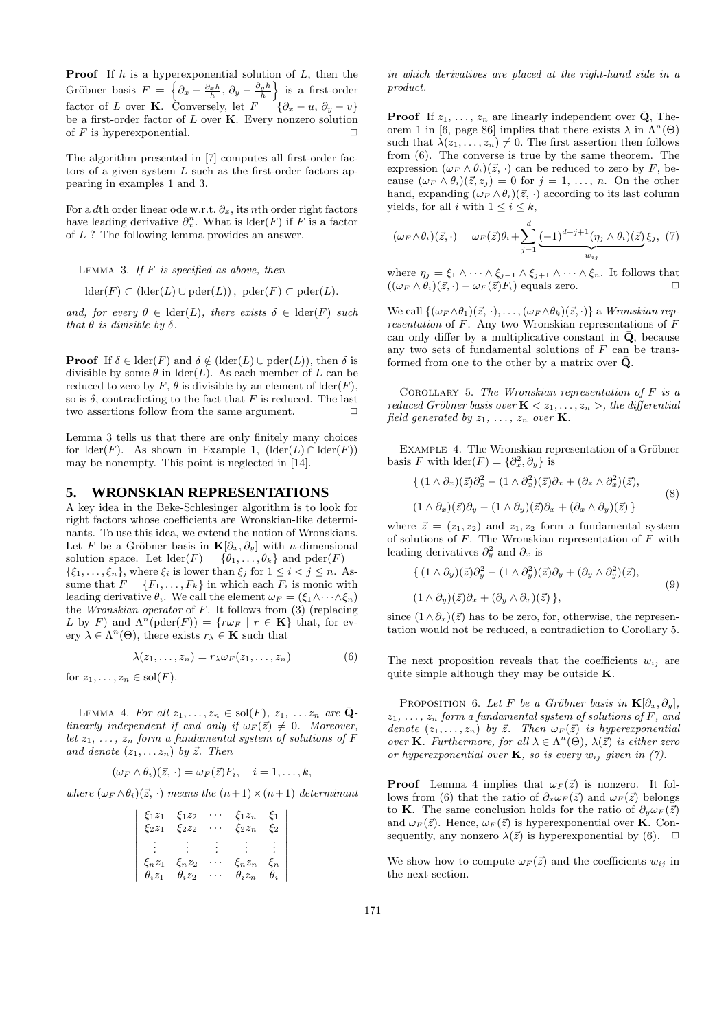**Proof** If $h$ is a hyperexponential solution of $L$, then the Gröbner basis $F = \left\{\partial_x - \frac{\partial_x h}{h},\ \partial_y - \frac{\partial_y h}{h}\right\}$ is a first-order factor of $L$ over $\mathbf{K}$. Conversely, let $F = \{\partial_x - u,\ \partial_y - v\}$ be a first-order factor of $L$ over $\mathbf{K}$. Every nonzero solution of $F$ is hyperexponential. $\square$

The algorithm presented in [7] computes all first-order factors of a given system $L$ such as the first-order factors appearing in examples 1 and 3.

For a $d$th order linear ode w.r.t. $\partial_x$, its $n$th order right factors have leading derivative $\partial_x^n$. What is $\mathrm{lder}(F)$ if $F$ is a factor of $L$ ? The following lemma provides an answer.

LEMMA 3. *If $F$ is specified as above, then*

$$\mathrm{lder}(F) \subset (\mathrm{lder}(L) \cup \mathrm{pder}(L)),\ \ \mathrm{pder}(F) \subset \mathrm{pder}(L).$$

*and, for every $\theta \in \mathrm{lder}(L)$, there exists $\delta \in \mathrm{lder}(F)$ such that $\theta$ is divisible by $\delta$.*

**Proof** If $\delta \in \mathrm{lder}(F)$ and $\delta \notin (\mathrm{lder}(L) \cup \mathrm{pder}(L))$, then $\delta$ is divisible by some $\theta$ in $\mathrm{lder}(L)$. As each member of $L$ can be reduced to zero by $F$, $\theta$ is divisible by an element of $\mathrm{lder}(F)$, so is $\delta$, contradicting to the fact that $F$ is reduced. The last two assertions follow from the same argument. $\square$

Lemma 3 tells us that there are only finitely many choices for $\mathrm{lder}(F)$. As shown in Example 1, $(\mathrm{lder}(L) \cap \mathrm{lder}(F))$ may be nonempty. This point is neglected in [14].

## 5. WRONSKIAN REPRESENTATIONS

A key idea in the Beke-Schlesinger algorithm is to look for right factors whose coefficients are Wronskian-like determinants. To use this idea, we extend the notion of Wronskians. Let $F$ be a Gröbner basis in $\mathbf{K}[\partial_x, \partial_y]$ with $n$-dimensional solution space. Let $\mathrm{lder}(F) = \{\theta_1, \ldots, \theta_k\}$ and $\mathrm{pder}(F) = \{\xi_1, \ldots, \xi_n\}$, where $\xi_i$ is lower than $\xi_j$ for $1 \le i < j \le n$. Assume that $F = \{F_1, \ldots, F_k\}$ in which each $F_i$ is monic with leading derivative $\theta_i$. We call the element $\omega_F = (\xi_1 \wedge \cdots \wedge \xi_n)$ the *Wronskian operator* of $F$. It follows from (3) (replacing $L$ by $F$) and $\Lambda^n(\mathrm{pder}(F)) = \{r\omega_F \mid r \in \mathbf{K}\}$ that, for every $\lambda \in \Lambda^n(\Theta)$, there exists $r_\lambda \in \mathbf{K}$ such that

$$\lambda(z_1, \ldots, z_n) = r_\lambda \omega_F(z_1, \ldots, z_n) \qquad (6)$$

for $z_1, \ldots, z_n \in \mathrm{sol}(F)$.

LEMMA 4. *For all $z_1, \ldots, z_n \in \mathrm{sol}(F)$, $z_1, \ldots z_n$ are $\bar{\mathbf{Q}}$-linearly independent if and only if $\omega_F(\vec{z}) \neq 0$. Moreover, let $z_1, \ldots, z_n$ form a fundamental system of solutions of $F$ and denote $(z_1, \ldots z_n)$ by $\vec{z}$. Then*

$$(\omega_F \wedge \theta_i)(\vec{z}, \cdot) = \omega_F(\vec{z}) F_i, \quad i = 1, \ldots, k,$$

*where $(\omega_F \wedge \theta_i)(\vec{z}, \cdot)$ means the $(n+1) \times (n+1)$ determinant*

$$\begin{vmatrix} \xi_1 z_1 & \xi_1 z_2 & \cdots & \xi_1 z_n & \xi_1 \\ \xi_2 z_1 & \xi_2 z_2 & \cdots & \xi_2 z_n & \xi_2 \\ \vdots & \vdots & \vdots & \vdots & \vdots \\ \xi_n z_1 & \xi_n z_2 & \cdots & \xi_n z_n & \xi_n \\ \theta_i z_1 & \theta_i z_2 & \cdots & \theta_i z_n & \theta_i \end{vmatrix}$$

*in which derivatives are placed at the right-hand side in a product.*

**Proof** If $z_1, \ldots, z_n$ are linearly independent over $\bar{\mathbf{Q}}$, Theorem 1 in [6, page 86] implies that there exists $\lambda$ in $\Lambda^n(\Theta)$ such that $\lambda(z_1, \ldots, z_n) \neq 0$. The first assertion then follows from (6). The converse is true by the same theorem. The expression $(\omega_F \wedge \theta_i)(\vec{z}, \cdot)$ can be reduced to zero by $F$, because $(\omega_F \wedge \theta_i)(\vec{z}, z_j) = 0$ for $j = 1, \ldots, n$. On the other hand, expanding $(\omega_F \wedge \theta_i)(\vec{z}, \cdot)$ according to its last column yields, for all $i$ with $1 \le i \le k$,

$$(\omega_F \wedge \theta_i)(\vec{z}, \cdot) = \omega_F(\vec{z})\theta_i + \sum_{j=1}^{d} \underbrace{(-1)^{d+j+1}(\eta_j \wedge \theta_i)(\vec{z})}_{w_{ij}} \xi_j, \quad (7)$$

where $\eta_j = \xi_1 \wedge \cdots \wedge \xi_{j-1} \wedge \xi_{j+1} \wedge \cdots \wedge \xi_n$. It follows that $((\omega_F \wedge \theta_i)(\vec{z}, \cdot) - \omega_F(\vec{z})F_i)$ equals zero. $\square$

We call $\{(\omega_F \wedge \theta_1)(\vec{z}, \cdot), \ldots, (\omega_F \wedge \theta_k)(\vec{z}, \cdot)\}$ a *Wronskian representation* of $F$. Any two Wronskian representations of $F$ can only differ by a multiplicative constant in $\bar{\mathbf{Q}}$, because any two sets of fundamental solutions of $F$ can be transformed from one to the other by a matrix over $\bar{\mathbf{Q}}$.

COROLLARY 5. *The Wronskian representation of $F$ is a reduced Gröbner basis over $\mathbf{K} < z_1, \ldots, z_n >$, the differential field generated by $z_1, \ldots, z_n$ over $\mathbf{K}$.*

EXAMPLE 4. The Wronskian representation of a Gröbner basis $F$ with $\mathrm{lder}(F) = \{\partial_x^2, \partial_y\}$ is

$$\begin{aligned} \{\, & (1 \wedge \partial_x)(\vec{z})\partial_x^2 - (1 \wedge \partial_x^2)(\vec{z})\partial_x + (\partial_x \wedge \partial_x^2)(\vec{z}), \\ & (1 \wedge \partial_x)(\vec{z})\partial_y - (1 \wedge \partial_y)(\vec{z})\partial_x + (\partial_x \wedge \partial_y)(\vec{z}) \,\} \end{aligned} \qquad (8)$$

where $\vec{z} = (z_1, z_2)$ and $z_1, z_2$ form a fundamental system of solutions of $F$. The Wronskian representation of $F$ with leading derivatives $\partial_y^2$ and $\partial_x$ is

$$\begin{aligned} \{\, & (1 \wedge \partial_y)(\vec{z})\partial_y^2 - (1 \wedge \partial_y^2)(\vec{z})\partial_y + (\partial_y \wedge \partial_y^2)(\vec{z}), \\ & (1 \wedge \partial_y)(\vec{z})\partial_x + (\partial_y \wedge \partial_x)(\vec{z}) \,\}, \end{aligned} \qquad (9)$$

since $(1 \wedge \partial_x)(\vec{z})$ has to be zero, for, otherwise, the representation would not be reduced, a contradiction to Corollary 5.

The next proposition reveals that the coefficients $w_{ij}$ are quite simple although they may be outside $\mathbf{K}$.

PROPOSITION 6. *Let $F$ be a Gröbner basis in $\mathbf{K}[\partial_x, \partial_y]$, $z_1, \ldots, z_n$ form a fundamental system of solutions of $F$, and denote $(z_1, \ldots, z_n)$ by $\vec{z}$. Then $\omega_F(\vec{z})$ is hyperexponential over $\mathbf{K}$. Furthermore, for all $\lambda \in \Lambda^n(\Theta)$, $\lambda(\vec{z})$ is either zero or hyperexponential over $\mathbf{K}$, so is every $w_{ij}$ given in (7).*

**Proof** Lemma 4 implies that $\omega_F(\vec{z})$ is nonzero. It follows from (6) that the ratio of $\partial_x \omega_F(\vec{z})$ and $\omega_F(\vec{z})$ belongs to $\mathbf{K}$. The same conclusion holds for the ratio of $\partial_y \omega_F(\vec{z})$ and $\omega_F(\vec{z})$. Hence, $\omega_F(\vec{z})$ is hyperexponential over $\mathbf{K}$. Consequently, any nonzero $\lambda(\vec{z})$ is hyperexponential by (6). $\square$

We show how to compute $\omega_F(\vec{z})$ and the coefficients $w_{ij}$ in the next section.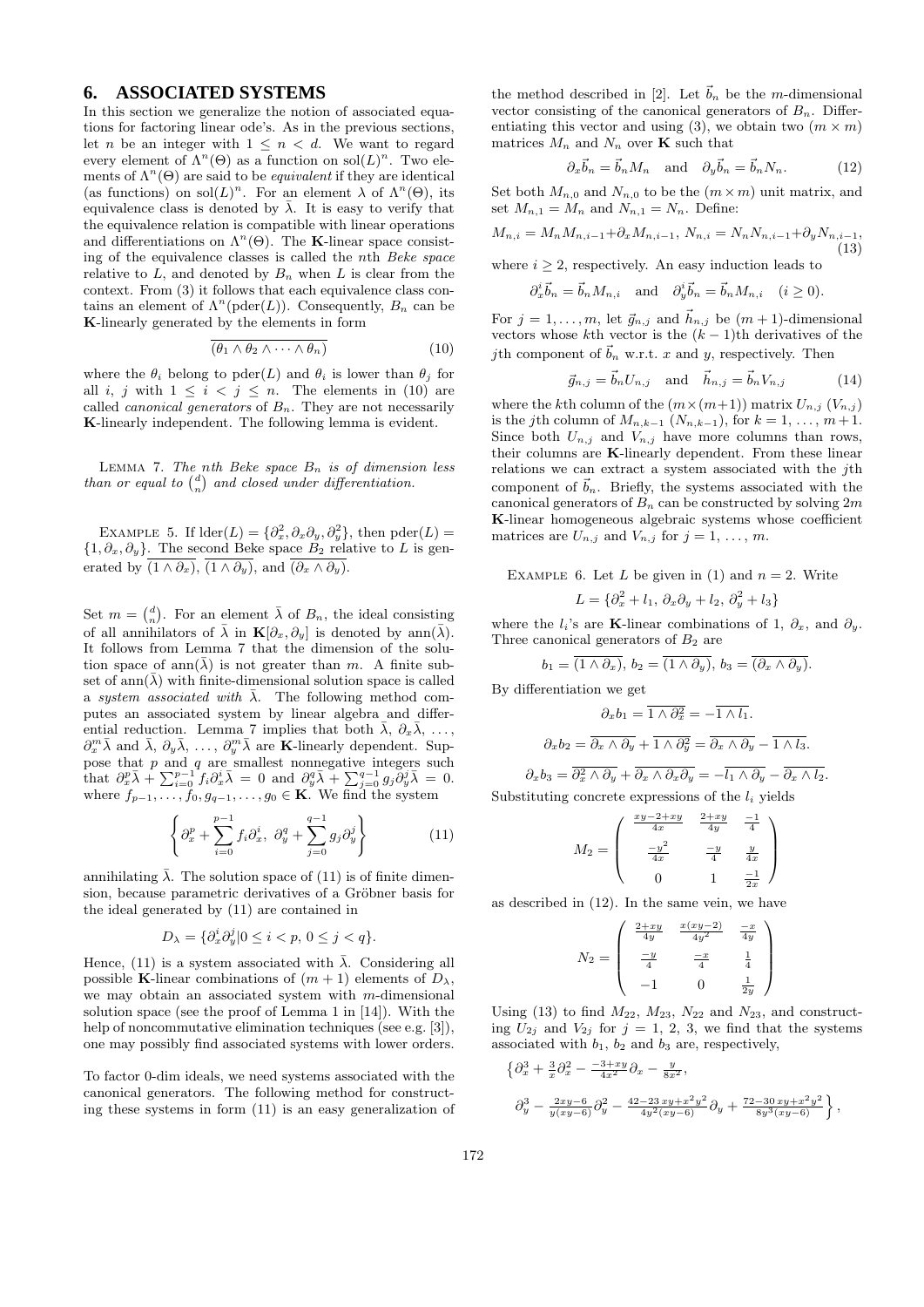## 6. ASSOCIATED SYSTEMS

In this section we generalize the notion of associated equations for factoring linear ode's. As in the previous sections, let $n$ be an integer with $1 \leq n < d$. We want to regard every element of $\Lambda^n(\Theta)$ as a function on $\mathrm{sol}(L)^n$. Two elements of $\Lambda^n(\Theta)$ are said to be *equivalent* if they are identical (as functions) on $\mathrm{sol}(L)^n$. For an element $\lambda$ of $\Lambda^n(\Theta)$, its equivalence class is denoted by $\bar{\lambda}$. It is easy to verify that the equivalence relation is compatible with linear operations and differentiations on $\Lambda^n(\Theta)$. The $\mathbf{K}$-linear space consisting of the equivalence classes is called the $n$th *Beke space* relative to $L$, and denoted by $B_n$ when $L$ is clear from the context. From (3) it follows that each equivalence class contains an element of $\Lambda^n(\mathrm{pder}(L))$. Consequently, $B_n$ can be $\mathbf{K}$-linearly generated by the elements in form

$$\overline{(\theta_1 \wedge \theta_2 \wedge \cdots \wedge \theta_n)} \tag{10}$$

where the $\theta_i$ belong to $\mathrm{pder}(L)$ and $\theta_i$ is lower than $\theta_j$ for all $i$, $j$ with $1 \leq i < j \leq n$. The elements in (10) are called *canonical generators* of $B_n$. They are not necessarily $\mathbf{K}$-linearly independent. The following lemma is evident.

LEMMA 7. *The nth Beke space $B_n$ is of dimension less than or equal to $\binom{d}{n}$ and closed under differentiation.*

EXAMPLE 5. If $\mathrm{lder}(L) = \{\partial_x^2, \partial_x\partial_y, \partial_y^2\}$, then $\mathrm{pder}(L) = \{1, \partial_x, \partial_y\}$. The second Beke space $B_2$ relative to $L$ is generated by $\overline{(1 \wedge \partial_x)}$, $\overline{(1 \wedge \partial_y)}$, and $\overline{(\partial_x \wedge \partial_y)}$.

Set $m = \binom{d}{n}$. For an element $\bar{\lambda}$ of $B_n$, the ideal consisting of all annihilators of $\bar{\lambda}$ in $\mathbf{K}[\partial_x, \partial_y]$ is denoted by $\mathrm{ann}(\bar{\lambda})$. It follows from Lemma 7 that the dimension of the solution space of $\mathrm{ann}(\bar{\lambda})$ is not greater than $m$. A finite subset of $\mathrm{ann}(\bar{\lambda})$ with finite-dimensional solution space is called a *system associated with* $\bar{\lambda}$. The following method computes an associated system by linear algebra and differential reduction. Lemma 7 implies that both $\bar{\lambda}, \partial_x\bar{\lambda}, \ldots, \partial_x^m\bar{\lambda}$ and $\bar{\lambda}, \partial_y\bar{\lambda}, \ldots, \partial_y^m\bar{\lambda}$ are $\mathbf{K}$-linearly dependent. Suppose that $p$ and $q$ are smallest nonnegative integers such that $\partial_x^p\bar{\lambda} + \sum_{i=0}^{p-1} f_i\partial_x^i\bar{\lambda} = 0$ and $\partial_y^q\bar{\lambda} + \sum_{j=0}^{q-1} g_j\partial_y^j\bar{\lambda} = 0$. where $f_{p-1}, \ldots, f_0, g_{q-1}, \ldots, g_0 \in \mathbf{K}$. We find the system

$$\left\{ \partial_x^p + \sum_{i=0}^{p-1} f_i\partial_x^i,\ \partial_y^q + \sum_{j=0}^{q-1} g_j\partial_y^j \right\} \tag{11}$$

annihilating $\bar{\lambda}$. The solution space of (11) is of finite dimension, because parametric derivatives of a Gröbner basis for the ideal generated by (11) are contained in

$$D_\lambda = \{\partial_x^i\partial_y^j | 0 \leq i < p, 0 \leq j < q\}.$$

Hence, (11) is a system associated with $\bar{\lambda}$. Considering all possible $\mathbf{K}$-linear combinations of $(m+1)$ elements of $D_\lambda$, we may obtain an associated system with $m$-dimensional solution space (see the proof of Lemma 1 in [14]). With the help of noncommutative elimination techniques (see e.g. [3]), one may possibly find associated systems with lower orders.

To factor 0-dim ideals, we need systems associated with the canonical generators. The following method for constructing these systems in form (11) is an easy generalization of the method described in [2]. Let $\vec{b}_n$ be the $m$-dimensional vector consisting of the canonical generators of $B_n$. Differentiating this vector and using (3), we obtain two $(m \times m)$ matrices $M_n$ and $N_n$ over $\mathbf{K}$ such that

$$\partial_x\vec{b}_n = \vec{b}_n M_n \quad \text{and} \quad \partial_y\vec{b}_n = \vec{b}_n N_n. \tag{12}$$

Set both $M_{n,0}$ and $N_{n,0}$ to be the $(m \times m)$ unit matrix, and set $M_{n,1} = M_n$ and $N_{n,1} = N_n$. Define:

$$M_{n,i} = M_n M_{n,i-1} + \partial_x M_{n,i-1},\ N_{n,i} = N_n N_{n,i-1} + \partial_y N_{n,i-1}, \tag{13}$$

where $i \geq 2$, respectively. An easy induction leads to

$$\partial_x^i\vec{b}_n = \vec{b}_n M_{n,i} \quad \text{and} \quad \partial_y^i\vec{b}_n = \vec{b}_n M_{n,i} \quad (i \geq 0).$$

For $j = 1, \ldots, m$, let $\vec{g}_{n,j}$ and $\vec{h}_{n,j}$ be $(m+1)$-dimensional vectors whose $k$th vector is the $(k-1)$th derivatives of the $j$th component of $\vec{b}_n$ w.r.t. $x$ and $y$, respectively. Then

$$\vec{g}_{n,j} = \vec{b}_n U_{n,j} \quad \text{and} \quad \vec{h}_{n,j} = \vec{b}_n V_{n,j} \tag{14}$$

where the $k$th column of the $(m \times (m+1))$ matrix $U_{n,j}$ ($V_{n,j}$) is the $j$th column of $M_{n,k-1}$ ($N_{n,k-1}$), for $k = 1, \ldots, m+1$. Since both $U_{n,j}$ and $V_{n,j}$ have more columns than rows, their columns are $\mathbf{K}$-linearly dependent. From these linear relations we can extract a system associated with the $j$th component of $\vec{b}_n$. Briefly, the systems associated with the canonical generators of $B_n$ can be constructed by solving $2m$ $\mathbf{K}$-linear homogeneous algebraic systems whose coefficient matrices are $U_{n,j}$ and $V_{n,j}$ for $j = 1, \ldots, m$.

EXAMPLE 6. Let $L$ be given in (1) and $n = 2$. Write

$$L = \{\partial_x^2 + l_1,\ \partial_x\partial_y + l_2,\ \partial_y^2 + l_3\}$$

where the $l_i$'s are $\mathbf{K}$-linear combinations of 1, $\partial_x$, and $\partial_y$. Three canonical generators of $B_2$ are

$$b_1 = \overline{(1 \wedge \partial_x)},\ b_2 = \overline{(1 \wedge \partial_y)},\ b_3 = \overline{(\partial_x \wedge \partial_y)}.$$

By differentiation we get

$$\partial_x b_1 = \overline{1 \wedge \partial_x^2} = -\overline{1 \wedge l_1}.$$

$$\partial_x b_2 = \overline{\partial_x \wedge \partial_y} + \overline{1 \wedge \partial_y^2} = \overline{\partial_x \wedge \partial_y} - \overline{1 \wedge l_3}.$$

$$\partial_x b_3 = \overline{\partial_x^2 \wedge \partial_y} + \overline{\partial_x \wedge \partial_x\partial_y} = -\overline{l_1 \wedge \partial_y} - \overline{\partial_x \wedge l_2}.$$

Substituting concrete expressions of the $l_i$ yields

$$M_2 = \begin{pmatrix} \frac{xy-2+xy}{4x} & \frac{2+xy}{4y} & \frac{-1}{4} \\ \frac{-y^2}{4x} & \frac{-y}{4} & \frac{y}{4x} \\ 0 & 1 & \frac{-1}{2x} \end{pmatrix}$$

as described in (12). In the same vein, we have

$$N_2 = \begin{pmatrix} \frac{2+xy}{4y} & \frac{x(xy-2)}{4y^2} & \frac{-x}{4y} \\ \frac{-y}{4} & \frac{-x}{4} & \frac{1}{4} \\ -1 & 0 & \frac{1}{2y} \end{pmatrix}$$

Using (13) to find $M_{22}$, $M_{23}$, $N_{22}$ and $N_{23}$, and constructing $U_{2j}$ and $V_{2j}$ for $j = 1, 2, 3$, we find that the systems associated with $b_1$, $b_2$ and $b_3$ are, respectively,

$$\Big\{ \partial_x^3 + \tfrac{3}{x}\partial_x^2 - \tfrac{-3+xy}{4x^2}\partial_x - \tfrac{y}{8x^2},$$

$$\partial_y^3 - \tfrac{2xy-6}{y(xy-6)}\partial_y^2 - \tfrac{42-23\,xy+x^2y^2}{4y^2(xy-6)}\partial_y + \tfrac{72-30\,xy+x^2y^2}{8y^3(xy-6)} \Big\},$$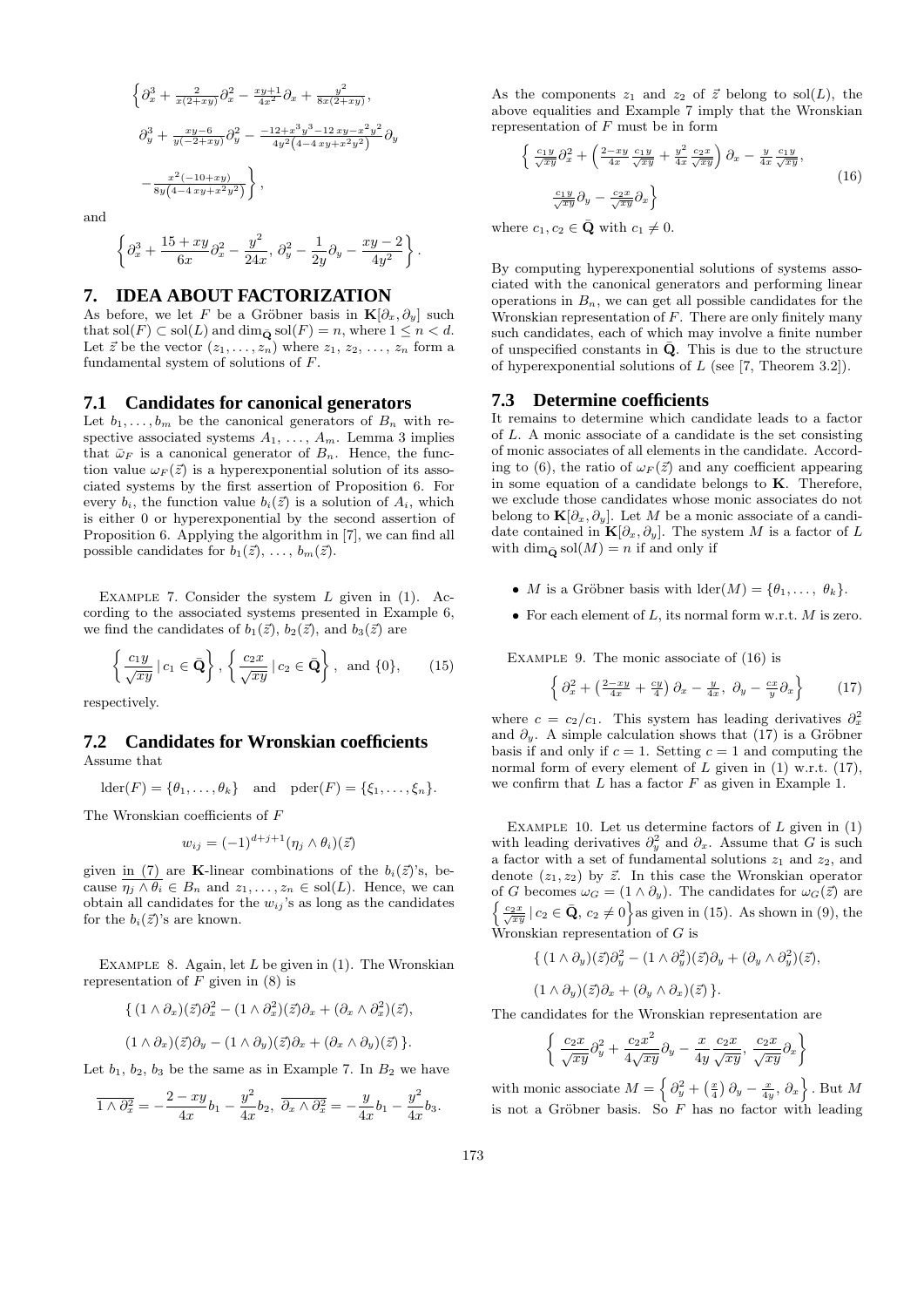$$\Big\{ \partial_x^3 + \tfrac{2}{x(2+xy)}\partial_x^2 - \tfrac{xy+1}{4x^2}\partial_x + \tfrac{y^2}{8x(2+xy)},$$

$$\partial_y^3 + \tfrac{xy-6}{y(-2+xy)}\partial_y^2 - \tfrac{-12+x^3y^3-12\,xy-x^2y^2}{4y^2\left(4-4\,xy+x^2y^2\right)}\partial_y$$

$$-\tfrac{x^2(-10+xy)}{8y\left(4-4\,xy+x^2y^2\right)} \Big\},$$

and

$$\left\{ \partial_x^3 + \frac{15+xy}{6x}\partial_x^2 - \frac{y^2}{24x},\ \partial_y^2 - \frac{1}{2y}\partial_y - \frac{xy-2}{4y^2} \right\}.$$

## 7. IDEA ABOUT FACTORIZATION

As before, we let $F$ be a Gröbner basis in $\mathbf{K}[\partial_x, \partial_y]$ such that $\mathrm{sol}(F) \subset \mathrm{sol}(L)$ and $\dim_{\bar{\mathbf{Q}}} \mathrm{sol}(F) = n$, where $1 \le n < d$. Let $\vec{z}$ be the vector $(z_1, \ldots, z_n)$ where $z_1, z_2, \ldots, z_n$ form a fundamental system of solutions of $F$.

### 7.1 Candidates for canonical generators

Let $b_1, \ldots, b_m$ be the canonical generators of $B_n$ with respective associated systems $A_1, \ldots, A_m$. Lemma 3 implies that $\bar{\omega}_F$ is a canonical generator of $B_n$. Hence, the function value $\omega_F(\vec{z})$ is a hyperexponential solution of its associated systems by the first assertion of Proposition 6. For every $b_i$, the function value $b_i(\vec{z})$ is a solution of $A_i$, which is either 0 or hyperexponential by the second assertion of Proposition 6. Applying the algorithm in [7], we can find all possible candidates for $b_1(\vec{z}), \ldots, b_m(\vec{z})$.

Example 7. Consider the system $L$ given in (1). According to the associated systems presented in Example 6, we find the candidates of $b_1(\vec{z})$, $b_2(\vec{z})$, and $b_3(\vec{z})$ are

$$\left\{ \frac{c_1 y}{\sqrt{xy}} \,|\, c_1 \in \bar{\mathbf{Q}} \right\},\ \left\{ \frac{c_2 x}{\sqrt{xy}} \,|\, c_2 \in \bar{\mathbf{Q}} \right\},\ \text{and } \{0\}, \tag{15}$$

respectively.

### 7.2 Candidates for Wronskian coefficients

Assume that

$$\mathrm{lder}(F) = \{\theta_1, \ldots, \theta_k\} \quad \text{and} \quad \mathrm{pder}(F) = \{\xi_1, \ldots, \xi_n\}.$$

The Wronskian coefficients of $F$

$$w_{ij} = (-1)^{d+j+1}(\eta_j \wedge \theta_i)(\vec{z})$$

given in (7) are $\mathbf{K}$-linear combinations of the $b_i(\vec{z})$'s, because $\overline{\eta_j \wedge \theta_i} \in B_n$ and $z_1, \ldots, z_n \in \mathrm{sol}(L)$. Hence, we can obtain all candidates for the $w_{ij}$'s as long as the candidates for the $b_i(\vec{z})$'s are known.

Example 8. Again, let $L$ be given in (1). The Wronskian representation of $F$ given in (8) is

$$\{ (1 \wedge \partial_x)(\vec{z})\partial_x^2 - (1 \wedge \partial_x^2)(\vec{z})\partial_x + (\partial_x \wedge \partial_x^2)(\vec{z}),$$

$$(1 \wedge \partial_x)(\vec{z})\partial_y - (1 \wedge \partial_y)(\vec{z})\partial_x + (\partial_x \wedge \partial_y)(\vec{z}) \}.$$

Let $b_1$, $b_2$, $b_3$ be the same as in Example 7. In $B_2$ we have

$$\overline{1 \wedge \partial_x^2} = -\frac{2-xy}{4x}b_1 - \frac{y^2}{4x}b_2,\ \overline{\partial_x \wedge \partial_x^2} = -\frac{y}{4x}b_1 - \frac{y^2}{4x}b_3.$$

As the components $z_1$ and $z_2$ of $\vec{z}$ belong to $\mathrm{sol}(L)$, the above equalities and Example 7 imply that the Wronskian representation of $F$ must be in form

$$\Big\{ \tfrac{c_1 y}{\sqrt{xy}}\partial_x^2 + \left( \tfrac{2-xy}{4x}\tfrac{c_1 y}{\sqrt{xy}} + \tfrac{y^2}{4x}\tfrac{c_2 x}{\sqrt{xy}} \right)\partial_x - \tfrac{y}{4x}\tfrac{c_1 y}{\sqrt{xy}},$$
$$\tfrac{c_1 y}{\sqrt{xy}}\partial_y - \tfrac{c_2 x}{\sqrt{xy}}\partial_x \Big\} \tag{16}$$

where $c_1, c_2 \in \bar{\mathbf{Q}}$ with $c_1 \neq 0$.

By computing hyperexponential solutions of systems associated with the canonical generators and performing linear operations in $B_n$, we can get all possible candidates for the Wronskian representation of $F$. There are only finitely many such candidates, each of which may involve a finite number of unspecified constants in $\bar{\mathbf{Q}}$. This is due to the structure of hyperexponential solutions of $L$ (see [7, Theorem 3.2]).

### 7.3 Determine coefficients

It remains to determine which candidate leads to a factor of $L$. A monic associate of a candidate is the set consisting of monic associates of all elements in the candidate. According to (6), the ratio of $\omega_F(\vec{z})$ and any coefficient appearing in some equation of a candidate belongs to $\mathbf{K}$. Therefore, we exclude those candidates whose monic associates do not belong to $\mathbf{K}[\partial_x, \partial_y]$. Let $M$ be a monic associate of a candidate contained in $\mathbf{K}[\partial_x, \partial_y]$. The system $M$ is a factor of $L$ with $\dim_{\bar{\mathbf{Q}}} \mathrm{sol}(M) = n$ if and only if

- $M$ is a Gröbner basis with $\mathrm{lder}(M) = \{\theta_1, \ldots, \theta_k\}$.
- For each element of $L$, its normal form w.r.t. $M$ is zero.

Example 9. The monic associate of (16) is

$$\left\{ \partial_x^2 + \left( \tfrac{2-xy}{4x} + \tfrac{cy}{4} \right)\partial_x - \tfrac{y}{4x},\ \partial_y - \tfrac{cx}{y}\partial_x \right\} \tag{17}$$

where $c = c_2/c_1$. This system has leading derivatives $\partial_x^2$ and $\partial_y$. A simple calculation shows that (17) is a Gröbner basis if and only if $c = 1$. Setting $c = 1$ and computing the normal form of every element of $L$ given in (1) w.r.t. (17), we confirm that $L$ has a factor $F$ as given in Example 1.

Example 10. Let us determine factors of $L$ given in (1) with leading derivatives $\partial_y^2$ and $\partial_x$. Assume that $G$ is such a factor with a set of fundamental solutions $z_1$ and $z_2$, and denote $(z_1, z_2)$ by $\vec{z}$. In this case the Wronskian operator of $G$ becomes $\omega_G = (1 \wedge \partial_y)$. The candidates for $\omega_G(\vec{z})$ are $\left\{ \frac{c_2 x}{\sqrt{xy}} \,|\, c_2 \in \bar{\mathbf{Q}},\, c_2 \neq 0 \right\}$ as given in (15). As shown in (9), the Wronskian representation of $G$ is

$$\{ (1 \wedge \partial_y)(\vec{z})\partial_y^2 - (1 \wedge \partial_y^2)(\vec{z})\partial_y + (\partial_y \wedge \partial_y^2)(\vec{z}),$$

$$(1 \wedge \partial_y)(\vec{z})\partial_x + (\partial_y \wedge \partial_x)(\vec{z}) \}.$$

The candidates for the Wronskian representation are

$$\left\{ \frac{c_2 x}{\sqrt{xy}}\partial_y^2 + \frac{c_2 x^2}{4\sqrt{xy}}\partial_y - \frac{x}{4y}\frac{c_2 x}{\sqrt{xy}},\ \frac{c_2 x}{\sqrt{xy}}\partial_x \right\}$$

with monic associate $M = \left\{ \partial_y^2 + \left(\frac{x}{4}\right)\partial_y - \frac{x}{4y},\ \partial_x \right\}$. But $M$ is not a Gröbner basis. So $F$ has no factor with leading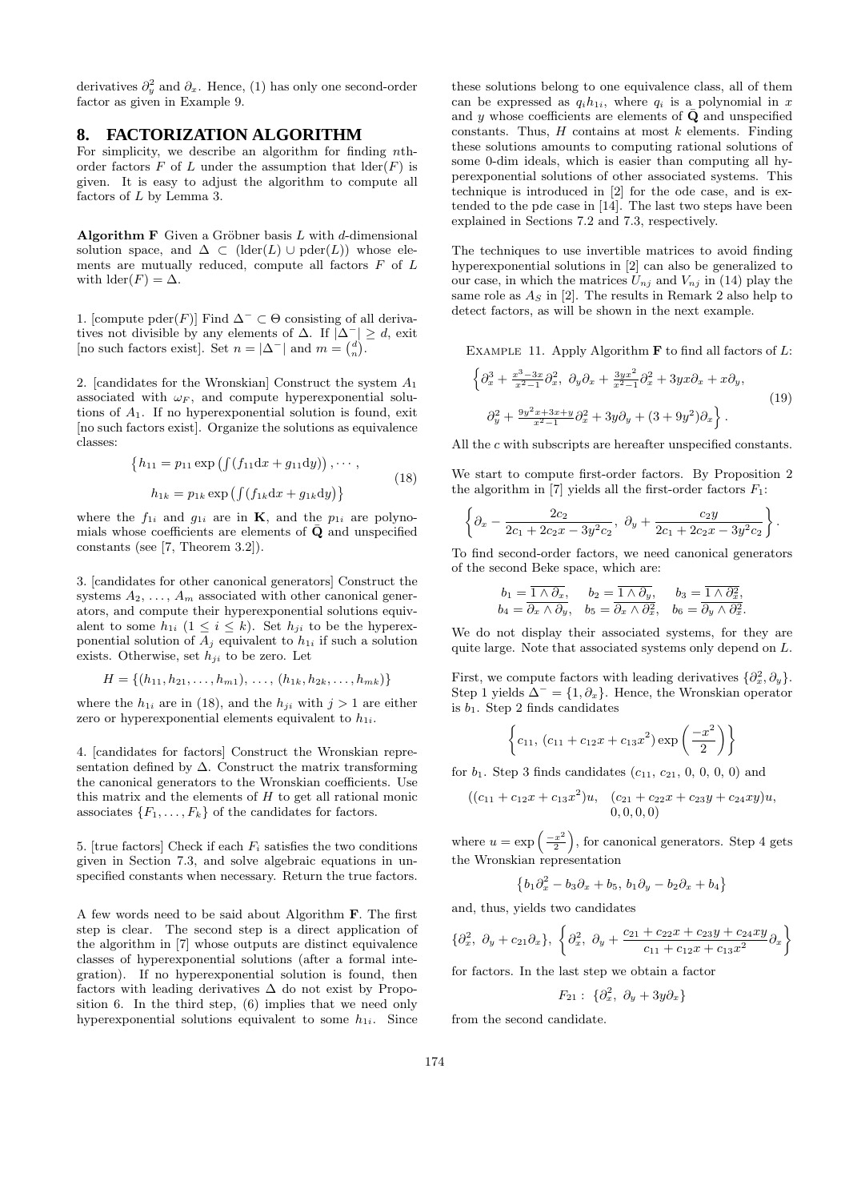derivatives $\partial_y^2$ and $\partial_x$. Hence, (1) has only one second-order factor as given in Example 9.

## 8. FACTORIZATION ALGORITHM

For simplicity, we describe an algorithm for finding $n$th-order factors $F$ of $L$ under the assumption that $\text{lder}(F)$ is given. It is easy to adjust the algorithm to compute all factors of $L$ by Lemma 3.

**Algorithm F** Given a Gröbner basis $L$ with $d$-dimensional solution space, and $\Delta \subset (\text{lder}(L) \cup \text{pder}(L))$ whose elements are mutually reduced, compute all factors $F$ of $L$ with $\text{lder}(F) = \Delta$.

1. [compute $\text{pder}(F)$] Find $\Delta^- \subset \Theta$ consisting of all derivatives not divisible by any elements of $\Delta$. If $|\Delta^-| \geq d$, exit [no such factors exist]. Set $n = |\Delta^-|$ and $m = \binom{d}{n}$.

2. [candidates for the Wronskian] Construct the system $A_1$ associated with $\omega_F$, and compute hyperexponential solutions of $A_1$. If no hyperexponential solution is found, exit [no such factors exist]. Organize the solutions as equivalence classes:

$$\left\{h_{11} = p_{11} \exp\left(\int (f_{11} \mathrm{d}x + g_{11} \mathrm{d}y)\right), \cdots, \right.$$
$$\left. h_{1k} = p_{1k} \exp\left(\int (f_{1k} \mathrm{d}x + g_{1k} \mathrm{d}y\right)\right\} \tag{18}$$

where the $f_{1i}$ and $g_{1i}$ are in $\mathbf{K}$, and the $p_{1i}$ are polynomials whose coefficients are elements of $\bar{\mathbf{Q}}$ and unspecified constants (see [7, Theorem 3.2]).

3. [candidates for other canonical generators] Construct the systems $A_2, \ldots, A_m$ associated with other canonical generators, and compute their hyperexponential solutions equivalent to some $h_{1i}$ $(1 \leq i \leq k)$. Set $h_{ji}$ to be the hyperexponential solution of $A_j$ equivalent to $h_{1i}$ if such a solution exists. Otherwise, set $h_{ji}$ to be zero. Let

$$H = \{(h_{11}, h_{21}, \ldots, h_{m1}), \ldots, (h_{1k}, h_{2k}, \ldots, h_{mk})\}$$

where the $h_{1i}$ are in (18), and the $h_{ji}$ with $j > 1$ are either zero or hyperexponential elements equivalent to $h_{1i}$.

4. [candidates for factors] Construct the Wronskian representation defined by $\Delta$. Construct the matrix transforming the canonical generators to the Wronskian coefficients. Use this matrix and the elements of $H$ to get all rational monic associates $\{F_1, \ldots, F_k\}$ of the candidates for factors.

5. [true factors] Check if each $F_i$ satisfies the two conditions given in Section 7.3, and solve algebraic equations in unspecified constants when necessary. Return the true factors.

A few words need to be said about Algorithm **F**. The first step is clear. The second step is a direct application of the algorithm in [7] whose outputs are distinct equivalence classes of hyperexponential solutions (after a formal integration). If no hyperexponential solution is found, then factors with leading derivatives $\Delta$ do not exist by Proposition 6. In the third step, (6) implies that we need only hyperexponential solutions equivalent to some $h_{1i}$. Since these solutions belong to one equivalence class, all of them can be expressed as $q_i h_{1i}$, where $q_i$ is a polynomial in $x$ and $y$ whose coefficients are elements of $\bar{\mathbf{Q}}$ and unspecified constants. Thus, $H$ contains at most $k$ elements. Finding these solutions amounts to computing rational solutions of some 0-dim ideals, which is easier than computing all hyperexponential solutions of other associated systems. This technique is introduced in [2] for the ode case, and is extended to the pde case in [14]. The last two steps have been explained in Sections 7.2 and 7.3, respectively.

The techniques to use invertible matrices to avoid finding hyperexponential solutions in [2] can also be generalized to our case, in which the matrices $U_{nj}$ and $V_{nj}$ in (14) play the same role as $A_S$ in [2]. The results in Remark 2 also help to detect factors, as will be shown in the next example.

Example 11. Apply Algorithm **F** to find all factors of $L$:

$$\Big\{\partial_x^3 + \tfrac{x^3-3x}{x^2-1}\partial_x^2,\ \partial_y\partial_x + \tfrac{3yx^2}{x^2-1}\partial_x^2 + 3yx\partial_x + x\partial_y,$$
$$\partial_y^2 + \tfrac{9y^2x+3x+y}{x^2-1}\partial_x^2 + 3y\partial_y + (3+9y^2)\partial_x\Big\}. \tag{19}$$

All the $c$ with subscripts are hereafter unspecified constants.

We start to compute first-order factors. By Proposition 2 the algorithm in [7] yields all the first-order factors $F_1$:

$$\left\{\partial_x - \frac{2c_2}{2c_1 + 2c_2x - 3y^2c_2},\ \partial_y + \frac{c_2 y}{2c_1 + 2c_2x - 3y^2c_2}\right\}.$$

To find second-order factors, we need canonical generators of the second Beke space, which are:

$$b_1 = \overline{1 \wedge \partial_x}, \quad b_2 = \overline{1 \wedge \partial_y}, \quad b_3 = \overline{1 \wedge \partial_x^2},$$
$$b_4 = \overline{\partial_x \wedge \partial_y}, \quad b_5 = \overline{\partial_x \wedge \partial_x^2}, \quad b_6 = \overline{\partial_y \wedge \partial_x^2}.$$

We do not display their associated systems, for they are quite large. Note that associated systems only depend on $L$.

First, we compute factors with leading derivatives $\{\partial_x^2, \partial_y\}$. Step 1 yields $\Delta^- = \{1, \partial_x\}$. Hence, the Wronskian operator is $b_1$. Step 2 finds candidates

$$\left\{c_{11},\ (c_{11} + c_{12}x + c_{13}x^2)\exp\left(\frac{-x^2}{2}\right)\right\}$$

for $b_1$. Step 3 finds candidates $(c_{11}, c_{21}, 0, 0, 0, 0)$ and

$$((c_{11} + c_{12}x + c_{13}x^2)u, \quad (c_{21} + c_{22}x + c_{23}y + c_{24}xy)u,$$
$$0, 0, 0, 0)$$

where $u = \exp\left(\frac{-x^2}{2}\right)$, for canonical generators. Step 4 gets the Wronskian representation

$$\left\{b_1\partial_x^2 - b_3\partial_x + b_5,\ b_1\partial_y - b_2\partial_x + b_4\right\}$$

and, thus, yields two candidates

$$\{\partial_x^2,\ \partial_y + c_{21}\partial_x\},\ \left\{\partial_x^2,\ \partial_y + \frac{c_{21} + c_{22}x + c_{23}y + c_{24}xy}{c_{11} + c_{12}x + c_{13}x^2}\partial_x\right\}$$

for factors. In the last step we obtain a factor

$$F_{21}:\ \{\partial_x^2,\ \partial_y + 3y\partial_x\}$$

from the second candidate.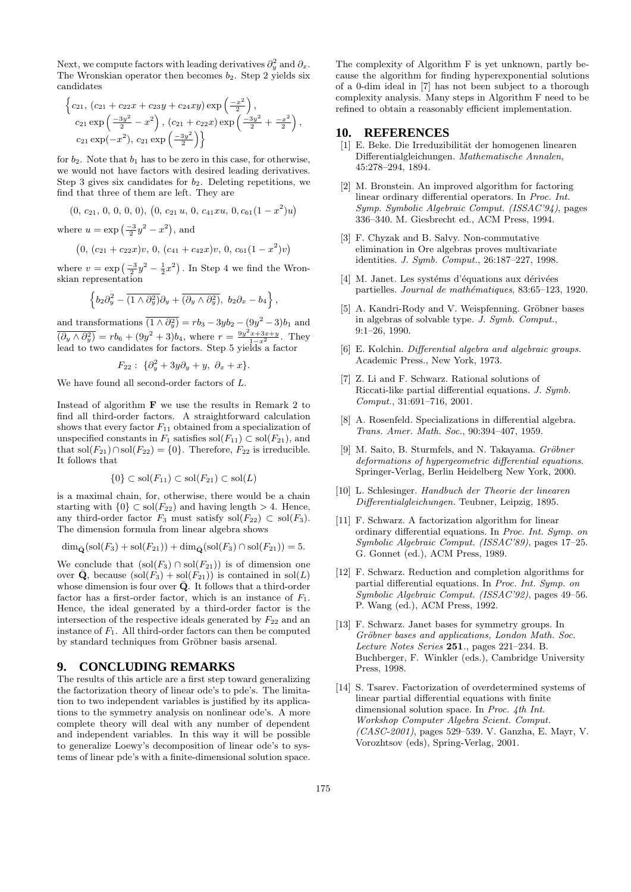Next, we compute factors with leading derivatives $\partial_y^2$ and $\partial_x$. The Wronskian operator then becomes $b_2$. Step 2 yields six candidates

$$\Big\{c_{21},\ (c_{21}+c_{22}x+c_{23}y+c_{24}xy)\exp\left(\tfrac{-x^2}{2}\right),\ c_{21}\exp\left(\tfrac{-3y^2}{2}-x^2\right),\ (c_{21}+c_{22}x)\exp\left(\tfrac{-3y^2}{2}+\tfrac{-x^2}{2}\right),\ c_{21}\exp(-x^2),\ c_{21}\exp\left(\tfrac{-3y^2}{2}\right)\Big\}$$

for $b_2$. Note that $b_1$ has to be zero in this case, for otherwise, we would not have factors with desired leading derivatives. Step 3 gives six candidates for $b_2$. Deleting repetitions, we find that three of them are left. They are

$$(0,\, c_{21},\, 0,\, 0,\, 0,\, 0),\ \big(0,\, c_{21}\, u,\, 0,\, c_{41}xu,\, 0, c_{61}(1-x^2)u\big)$$

where $u = \exp\left(\frac{-3}{2}y^2 - x^2\right)$, and

$$\big(0,\, (c_{21}+c_{22}x)v,\, 0,\, (c_{41}+c_{42}x)v,\, 0,\, c_{61}(1-x^2)v\big)$$

where $v = \exp\left(\frac{-3}{2}y^2 - \frac{1}{2}x^2\right)$. In Step 4 we find the Wronskian representation

$$\left\{b_2\partial_y^2 - \overline{(1\wedge\partial_y^2)}\partial_y + \overline{(\partial_y\wedge\partial_y^2)},\ b_2\partial_x - b_4\right\},$$

and transformations $\overline{(1\wedge\partial_y^2)} = rb_3 - 3yb_2 - (9y^2-3)b_1$ and $\overline{(\partial_y\wedge\partial_y^2)} = rb_6 + (9y^2+3)b_4$, where $r = \frac{9y^2x+3x+y}{1-x^2}$. They lead to two candidates for factors. Step 5 yields a factor

$$F_{22}:\ \{\partial_y^2 + 3y\partial_y + y,\ \partial_x + x\}.$$

We have found all second-order factors of $L$.

Instead of algorithm **F** we use the results in Remark 2 to find all third-order factors. A straightforward calculation shows that every factor $F_{11}$ obtained from a specialization of unspecified constants in $F_1$ satisfies $\mathrm{sol}(F_{11})\subset\mathrm{sol}(F_{21})$, and that $\mathrm{sol}(F_{21})\cap\mathrm{sol}(F_{22}) = \{0\}$. Therefore, $F_{22}$ is irreducible. It follows that

$$\{0\}\subset\mathrm{sol}(F_{11})\subset\mathrm{sol}(F_{21})\subset\mathrm{sol}(L)$$

is a maximal chain, for, otherwise, there would be a chain starting with $\{0\}\subset\mathrm{sol}(F_{22})$ and having length $>4$. Hence, any third-order factor $F_3$ must satisfy $\mathrm{sol}(F_{22})\subset\mathrm{sol}(F_3)$. The dimension formula from linear algebra shows

$$\dim_{\bar{\mathbf{Q}}}(\mathrm{sol}(F_3)+\mathrm{sol}(F_{21})) + \dim_{\bar{\mathbf{Q}}}(\mathrm{sol}(F_3)\cap\mathrm{sol}(F_{21})) = 5.$$

We conclude that $(\mathrm{sol}(F_3)\cap\mathrm{sol}(F_{21}))$ is of dimension one over $\bar{\mathbf{Q}}$, because $(\mathrm{sol}(F_3)+\mathrm{sol}(F_{21}))$ is contained in $\mathrm{sol}(L)$ whose dimension is four over $\bar{\mathbf{Q}}$. It follows that a third-order factor has a first-order factor, which is an instance of $F_1$. Hence, the ideal generated by a third-order factor is the intersection of the respective ideals generated by $F_{22}$ and an instance of $F_1$. All third-order factors can then be computed by standard techniques from Gröbner basis arsenal.

## 9. CONCLUDING REMARKS

The results of this article are a first step toward generalizing the factorization theory of linear ode's to pde's. The limitation to two independent variables is justified by its applications to the symmetry analysis on nonlinear ode's. A more complete theory will deal with any number of dependent and independent variables. In this way it will be possible to generalize Loewy's decomposition of linear ode's to systems of linear pde's with a finite-dimensional solution space.

The complexity of Algorithm F is yet unknown, partly because the algorithm for finding hyperexponential solutions of a 0-dim ideal in [7] has not been subject to a thorough complexity analysis. Many steps in Algorithm F need to be refined to obtain a reasonably efficient implementation.

## 10. REFERENCES

[1] E. Beke. Die Irreduzibilität der homogenen linearen Differentialgleichungen. *Mathematische Annalen*, 45:278–294, 1894.

[2] M. Bronstein. An improved algorithm for factoring linear ordinary differential operators. In *Proc. Int. Symp. Symbolic Algebraic Comput. (ISSAC'94)*, pages 336–340. M. Giesbrecht ed., ACM Press, 1994.

[3] F. Chyzak and B. Salvy. Non-commutative elimination in Ore algebras proves multivariate identities. *J. Symb. Comput.*, 26:187–227, 1998.

[4] M. Janet. Les systéms d'équations aux dérivées partielles. *Journal de mathématiques*, 83:65–123, 1920.

[5] A. Kandri-Rody and V. Weispfenning. Gröbner bases in algebras of solvable type. *J. Symb. Comput.*, 9:1–26, 1990.

[6] E. Kolchin. *Differential algebra and algebraic groups.* Academic Press., New York, 1973.

[7] Z. Li and F. Schwarz. Rational solutions of Riccati-like partial differential equations. *J. Symb. Comput.*, 31:691–716, 2001.

[8] A. Rosenfeld. Specializations in differential algebra. *Trans. Amer. Math. Soc.*, 90:394–407, 1959.

[9] M. Saito, B. Sturmfels, and N. Takayama. *Gröbner deformations of hypergeometric differential equations*. Springer-Verlag, Berlin Heidelberg New York, 2000.

[10] L. Schlesinger. *Handbuch der Theorie der linearen Differentialgleichungen.* Teubner, Leipzig, 1895.

[11] F. Schwarz. A factorization algorithm for linear ordinary differential equations. In *Proc. Int. Symp. on Symbolic Algebraic Comput. (ISSAC'89)*, pages 17–25. G. Gonnet (ed.), ACM Press, 1989.

[12] F. Schwarz. Reduction and completion algorithms for partial differential equations. In *Proc. Int. Symp. on Symbolic Algebraic Comput. (ISSAC'92)*, pages 49–56. P. Wang (ed.), ACM Press, 1992.

[13] F. Schwarz. Janet bases for symmetry groups. In *Gröbner bases and applications, London Math. Soc. Lecture Notes Series* **251**., pages 221–234. B. Buchberger, F. Winkler (eds.), Cambridge University Press, 1998.

[14] S. Tsarev. Factorization of overdetermined systems of linear partial differential equations with finite dimensional solution space. In *Proc. 4th Int. Workshop Computer Algebra Scient. Comput. (CASC-2001)*, pages 529–539. V. Ganzha, E. Mayr, V. Vorozhtsov (eds), Spring-Verlag, 2001.